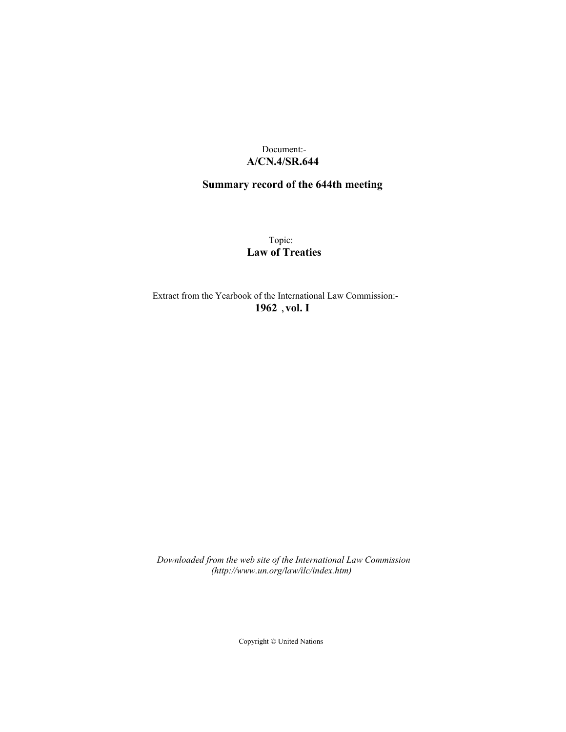Document:-

**A/CN.4/SR.644**

## Summary record of the 644th meeting

Topic:

**Law of Treaties**

Extract from the Yearbook of the International Law Commission:-

**1962 , vol. I**

*Downloaded from the web site of the International Law Commission (http://www.un.org/law/ilc/index.htm)*

Copyright © United Nations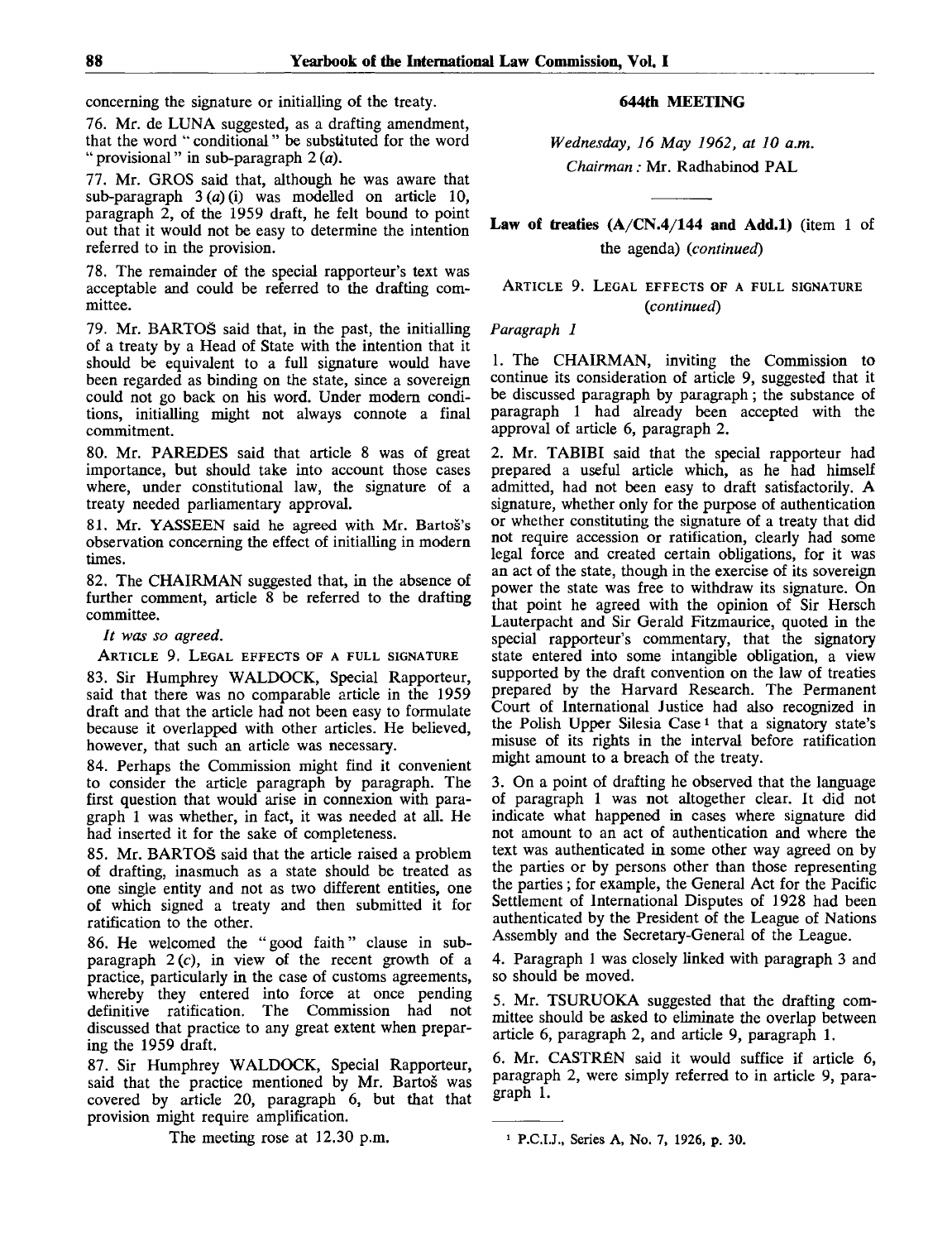concerning the signature or initialling of the treaty.

76. Mr. de LUNA suggested, as a drafting amendment, that the word "conditional" be substituted for the word "provisional" in sub-paragraph 2 (*a*).

77. Mr. GROS said that, although he was aware that sub-paragraph 3 (*a*) (i) was modelled on article 10, paragraph 2, of the 1959 draft, he felt bound to point out that it would not be easy to determine the intention referred to in the provision.

78. The remainder of the special rapporteur's text was acceptable and could be referred to the drafting committee.

79. Mr. BARTOŠ said that, in the past, the initialling of a treaty by a Head of State with the intention that it should be equivalent to a full signature would have been regarded as binding on the state, since a sovereign could not go back on his word. Under modern conditions, initialling might not always connote a final commitment.

80. Mr. PAREDES said that article 8 was of great importance, but should take into account those cases where, under constitutional law, the signature of a treaty needed parliamentary approval.

81. Mr. YASSEEN said he agreed with Mr. Bartoš's observation concerning the effect of initialling in modern times.

82. The CHAIRMAN suggested that, in the absence of further comment, article 8 be referred to the drafting committee.

*It was so agreed.*

ARTICLE 9. LEGAL EFFECTS OF A FULL SIGNATURE

83. Sir Humphrey WALDOCK, Special Rapporteur, said that there was no comparable article in the 1959 draft and that the article had not been easy to formulate because it overlapped with other articles. He believed, however, that such an article was necessary.

84. Perhaps the Commission might find it convenient to consider the article paragraph by paragraph. The first question that would arise in connexion with paragraph 1 was whether, in fact, it was needed at all. He had inserted it for the sake of completeness.

85. Mr. BARTOŠ said that the article raised a problem of drafting, inasmuch as a state should be treated as one single entity and not as two different entities, one of which signed a treaty and then submitted it for ratification to the other.

86. He welcomed the "good faith" clause in sub-paragraph 2 (*c*), in view of the recent growth of a practice, particularly in the case of customs agreements, whereby they entered into force at once pending definitive ratification. The Commission had not discussed that practice to any great extent when preparing the 1959 draft.

87. Sir Humphrey WALDOCK, Special Rapporteur, said that the practice mentioned by Mr. Bartoš was covered by article 20, paragraph 6, but that that provision might require amplification.

The meeting rose at 12.30 p.m.

## 644th MEETING

*Wednesday, 16 May 1962, at 10 a.m.*

*Chairman:* Mr. Radhabinod PAL

### Law of treaties (A/CN.4/144 and Add.1) (item 1 of the agenda) (*continued*)

ARTICLE 9. LEGAL EFFECTS OF A FULL SIGNATURE (*continued*)

*Paragraph 1*

1. The CHAIRMAN, inviting the Commission to continue its consideration of article 9, suggested that it be discussed paragraph by paragraph; the substance of paragraph 1 had already been accepted with the approval of article 6, paragraph 2.

2. Mr. TABIBI said that the special rapporteur had prepared a useful article which, as he had himself admitted, had not been easy to draft satisfactorily. A signature, whether only for the purpose of authentication or whether constituting the signature of a treaty that did not require accession or ratification, clearly had some legal force and created certain obligations, for it was an act of the state, though in the exercise of its sovereign power the state was free to withdraw its signature. On that point he agreed with the opinion of Sir Hersch Lauterpacht and Sir Gerald Fitzmaurice, quoted in the special rapporteur's commentary, that the signatory state entered into some intangible obligation, a view supported by the draft convention on the law of treaties prepared by the Harvard Research. The Permanent Court of International Justice had also recognized in the Polish Upper Silesia Case[1] that a signatory state's misuse of its rights in the interval before ratification might amount to a breach of the treaty.

3. On a point of drafting he observed that the language of paragraph 1 was not altogether clear. It did not indicate what happened in cases where signature did not amount to an act of authentication and where the text was authenticated in some other way agreed on by the parties or by persons other than those representing the parties; for example, the General Act for the Pacific Settlement of International Disputes of 1928 had been authenticated by the President of the League of Nations Assembly and the Secretary-General of the League.

4. Paragraph 1 was closely linked with paragraph 3 and so should be moved.

5. Mr. TSURUOKA suggested that the drafting committee should be asked to eliminate the overlap between article 6, paragraph 2, and article 9, paragraph 1.

6. Mr. CASTRÉN said it would suffice if article 6, paragraph 2, were simply referred to in article 9, paragraph 1.

[1] P.C.I.J., Series A, No. 7, 1926, p. 30.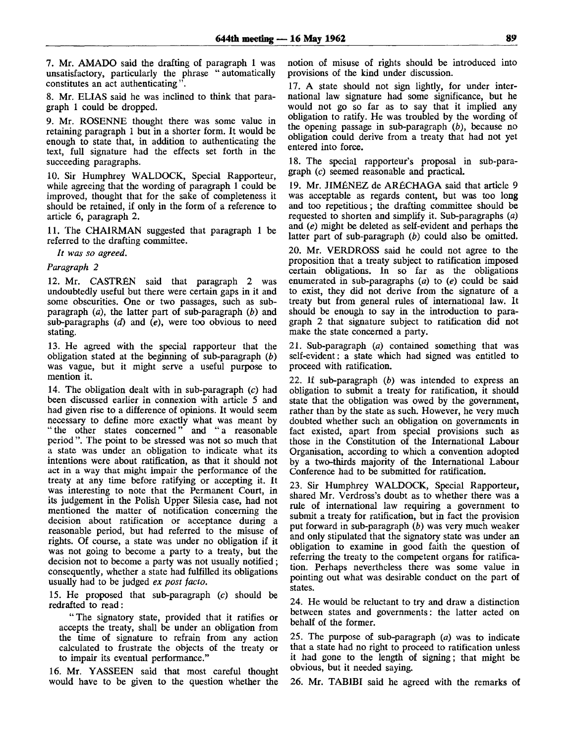7. Mr. AMADO said the drafting of paragraph 1 was unsatisfactory, particularly the phrase "automatically constitutes an act authenticating".

8. Mr. ELIAS said he was inclined to think that paragraph 1 could be dropped.

9. Mr. ROSENNE thought there was some value in retaining paragraph 1 but in a shorter form. It would be enough to state that, in addition to authenticating the text, full signature had the effects set forth in the succeeding paragraphs.

10. Sir Humphrey WALDOCK, Special Rapporteur, while agreeing that the wording of paragraph 1 could be improved, thought that for the sake of completeness it should be retained, if only in the form of a reference to article 6, paragraph 2.

11. The CHAIRMAN suggested that paragraph 1 be referred to the drafting committee.

*It was so agreed.*

*Paragraph 2*

12. Mr. CASTRÉN said that paragraph 2 was undoubtedly useful but there were certain gaps in it and some obscurities. One or two passages, such as sub-paragraph (*a*), the latter part of sub-paragraph (*b*) and sub-paragraphs (*d*) and (*e*), were too obvious to need stating.

13. He agreed with the special rapporteur that the obligation stated at the beginning of sub-paragraph (*b*) was vague, but it might serve a useful purpose to mention it.

14. The obligation dealt with in sub-paragraph (*c*) had been discussed earlier in connexion with article 5 and had given rise to a difference of opinions. It would seem necessary to define more exactly what was meant by "the other states concerned" and "a reasonable period". The point to be stressed was not so much that a state was under an obligation to indicate what its intentions were about ratification, as that it should not act in a way that might impair the performance of the treaty at any time before ratifying or accepting it. It was interesting to note that the Permanent Court, in its judgement in the Polish Upper Silesia case, had not mentioned the matter of notification concerning the decision about ratification or acceptance during a reasonable period, but had referred to the misuse of rights. Of course, a state was under no obligation if it was not going to become a party to a treaty, but the decision not to become a party was not usually notified; consequently, whether a state had fulfilled its obligations usually had to be judged *ex post facto*.

15. He proposed that sub-paragraph (*c*) should be redrafted to read:

"The signatory state, provided that it ratifies or accepts the treaty, shall be under an obligation from the time of signature to refrain from any action calculated to frustrate the objects of the treaty or to impair its eventual performance."

16. Mr. YASSEEN said that most careful thought would have to be given to the question whether the notion of misuse of rights should be introduced into provisions of the kind under discussion.

17. A state should not sign lightly, for under international law signature had some significance, but he would not go so far as to say that it implied any obligation to ratify. He was troubled by the wording of the opening passage in sub-paragraph (*b*), because no obligation could derive from a treaty that had not yet entered into force.

18. The special rapporteur's proposal in sub-paragraph (*c*) seemed reasonable and practical.

19. Mr. JIMÉNEZ de ARÉCHAGA said that article 9 was acceptable as regards content, but was too long and too repetitious; the drafting committee should be requested to shorten and simplify it. Sub-paragraphs (*a*) and (*e*) might be deleted as self-evident and perhaps the latter part of sub-paragraph (*b*) could also be omitted.

20. Mr. VERDROSS said he could not agree to the proposition that a treaty subject to ratification imposed certain obligations. In so far as the obligations enumerated in sub-paragraphs (*a*) to (*e*) could be said to exist, they did not derive from the signature of a treaty but from general rules of international law. It should be enough to say in the introduction to paragraph 2 that signature subject to ratification did not make the state concerned a party.

21. Sub-paragraph (*a*) contained something that was self-evident: a state which had signed was entitled to proceed with ratification.

22. If sub-paragraph (*b*) was intended to express an obligation to submit a treaty for ratification, it should state that the obligation was owed by the government, rather than by the state as such. However, he very much doubted whether such an obligation on governments in fact existed, apart from special provisions such as those in the Constitution of the International Labour Organisation, according to which a convention adopted by a two-thirds majority of the International Labour Conference had to be submitted for ratification.

23. Sir Humphrey WALDOCK, Special Rapporteur, shared Mr. Verdross's doubt as to whether there was a rule of international law requiring a government to submit a treaty for ratification, but in fact the provision put forward in sub-paragraph (*b*) was very much weaker and only stipulated that the signatory state was under an obligation to examine in good faith the question of referring the treaty to the competent organs for ratification. Perhaps nevertheless there was some value in pointing out what was desirable conduct on the part of states.

24. He would be reluctant to try and draw a distinction between states and governments: the latter acted on behalf of the former.

25. The purpose of sub-paragraph (*a*) was to indicate that a state had no right to proceed to ratification unless it had gone to the length of signing; that might be obvious, but it needed saying.

26. Mr. TABIBI said he agreed with the remarks of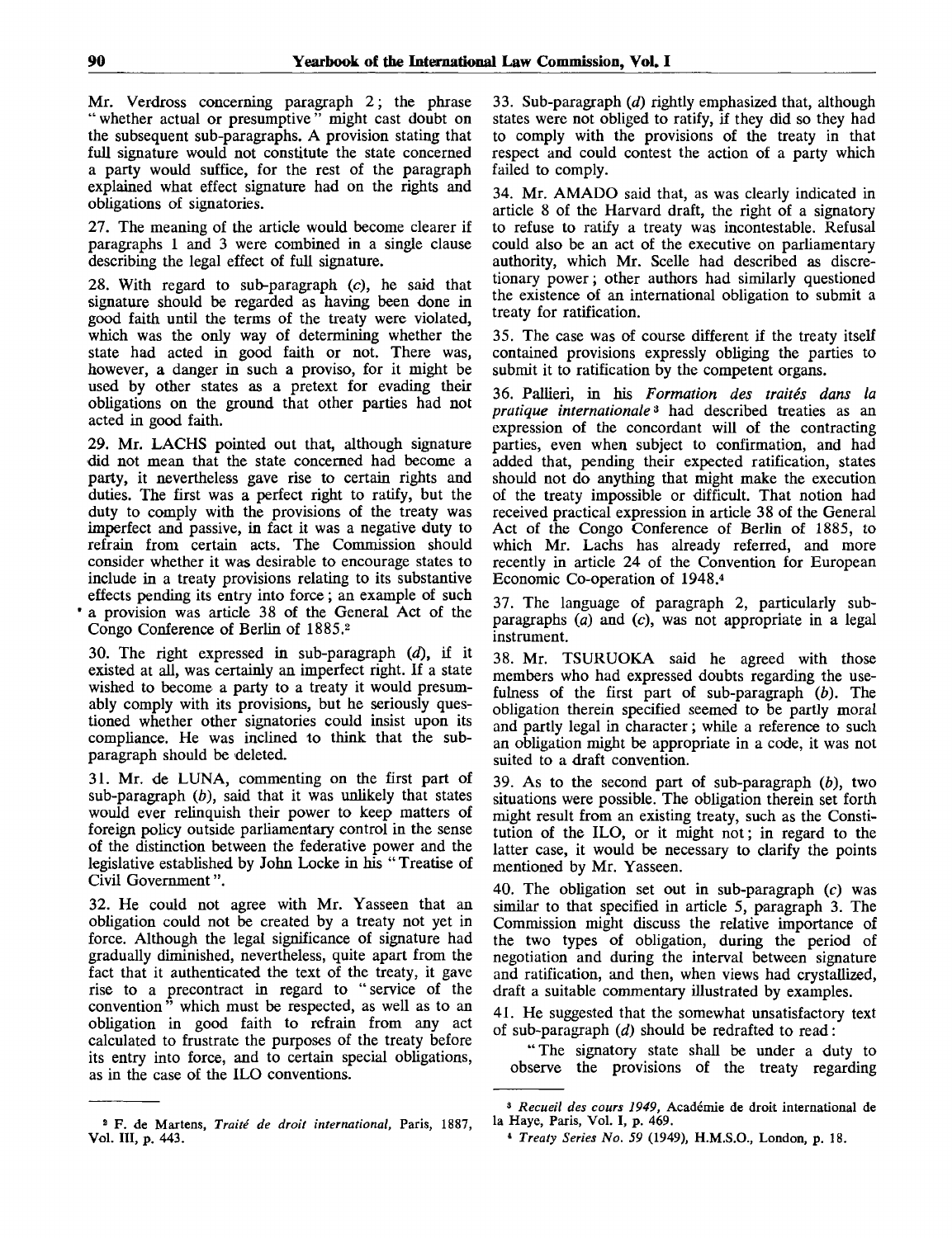Mr. Verdross concerning paragraph 2; the phrase "whether actual or presumptive" might cast doubt on the subsequent sub-paragraphs. A provision stating that full signature would not constitute the state concerned a party would suffice, for the rest of the paragraph explained what effect signature had on the rights and obligations of signatories.

27. The meaning of the article would become clearer if paragraphs 1 and 3 were combined in a single clause describing the legal effect of full signature.

28. With regard to sub-paragraph (*c*), he said that signature should be regarded as having been done in good faith until the terms of the treaty were violated, which was the only way of determining whether the state had acted in good faith or not. There was, however, a danger in such a proviso, for it might be used by other states as a pretext for evading their obligations on the ground that other parties had not acted in good faith.

29. Mr. LACHS pointed out that, although signature did not mean that the state concerned had become a party, it nevertheless gave rise to certain rights and duties. The first was a perfect right to ratify, but the duty to comply with the provisions of the treaty was imperfect and passive, in fact it was a negative duty to refrain from certain acts. The Commission should consider whether it was desirable to encourage states to include in a treaty provisions relating to its substantive effects pending its entry into force; an example of such a provision was article 38 of the General Act of the Congo Conference of Berlin of 1885.[2]

30. The right expressed in sub-paragraph (*d*), if it existed at all, was certainly an imperfect right. If a state wished to become a party to a treaty it would presumably comply with its provisions, but he seriously questioned whether other signatories could insist upon its compliance. He was inclined to think that the sub-paragraph should be deleted.

31. Mr. de LUNA, commenting on the first part of sub-paragraph (*b*), said that it was unlikely that states would ever relinquish their power to keep matters of foreign policy outside parliamentary control in the sense of the distinction between the federative power and the legislative established by John Locke in his "Treatise of Civil Government".

32. He could not agree with Mr. Yasseen that an obligation could not be created by a treaty not yet in force. Although the legal significance of signature had gradually diminished, nevertheless, quite apart from the fact that it authenticated the text of the treaty, it gave rise to a precontract in regard to "service of the convention" which must be respected, as well as to an obligation in good faith to refrain from any act calculated to frustrate the purposes of the treaty before its entry into force, and to certain special obligations, as in the case of the ILO conventions.

33. Sub-paragraph (*d*) rightly emphasized that, although states were not obliged to ratify, if they did so they had to comply with the provisions of the treaty in that respect and could contest the action of a party which failed to comply.

34. Mr. AMADO said that, as was clearly indicated in article 8 of the Harvard draft, the right of a signatory to refuse to ratify a treaty was incontestable. Refusal could also be an act of the executive on parliamentary authority, which Mr. Scelle had described as discretionary power; other authors had similarly questioned the existence of an international obligation to submit a treaty for ratification.

35. The case was of course different if the treaty itself contained provisions expressly obliging the parties to submit it to ratification by the competent organs.

36. Pallieri, in his *Formation des traités dans la pratique internationale*[3] had described treaties as an expression of the concordant will of the contracting parties, even when subject to confirmation, and had added that, pending their expected ratification, states should not do anything that might make the execution of the treaty impossible or difficult. That notion had received practical expression in article 38 of the General Act of the Congo Conference of Berlin of 1885, to which Mr. Lachs has already referred, and more recently in article 24 of the Convention for European Economic Co-operation of 1948.[4]

37. The language of paragraph 2, particularly sub-paragraphs (*a*) and (*c*), was not appropriate in a legal instrument.

38. Mr. TSURUOKA said he agreed with those members who had expressed doubts regarding the usefulness of the first part of sub-paragraph (*b*). The obligation therein specified seemed to be partly moral and partly legal in character; while a reference to such an obligation might be appropriate in a code, it was not suited to a draft convention.

39. As to the second part of sub-paragraph (*b*), two situations were possible. The obligation therein set forth might result from an existing treaty, such as the Constitution of the ILO, or it might not; in regard to the latter case, it would be necessary to clarify the points mentioned by Mr. Yasseen.

40. The obligation set out in sub-paragraph (*c*) was similar to that specified in article 5, paragraph 3. The Commission might discuss the relative importance of the two types of obligation, during the period of negotiation and during the interval between signature and ratification, and then, when views had crystallized, draft a suitable commentary illustrated by examples.

41. He suggested that the somewhat unsatisfactory text of sub-paragraph (*d*) should be redrafted to read:

"The signatory state shall be under a duty to observe the provisions of the treaty regarding

---

[2] F. de Martens, *Traité de droit international*, Paris, 1887, Vol. III, p. 443.

[3] *Recueil des cours 1949*, Académie de droit international de la Haye, Paris, Vol. I, p. 469.

[4] *Treaty Series No. 59* (1949), H.M.S.O., London, p. 18.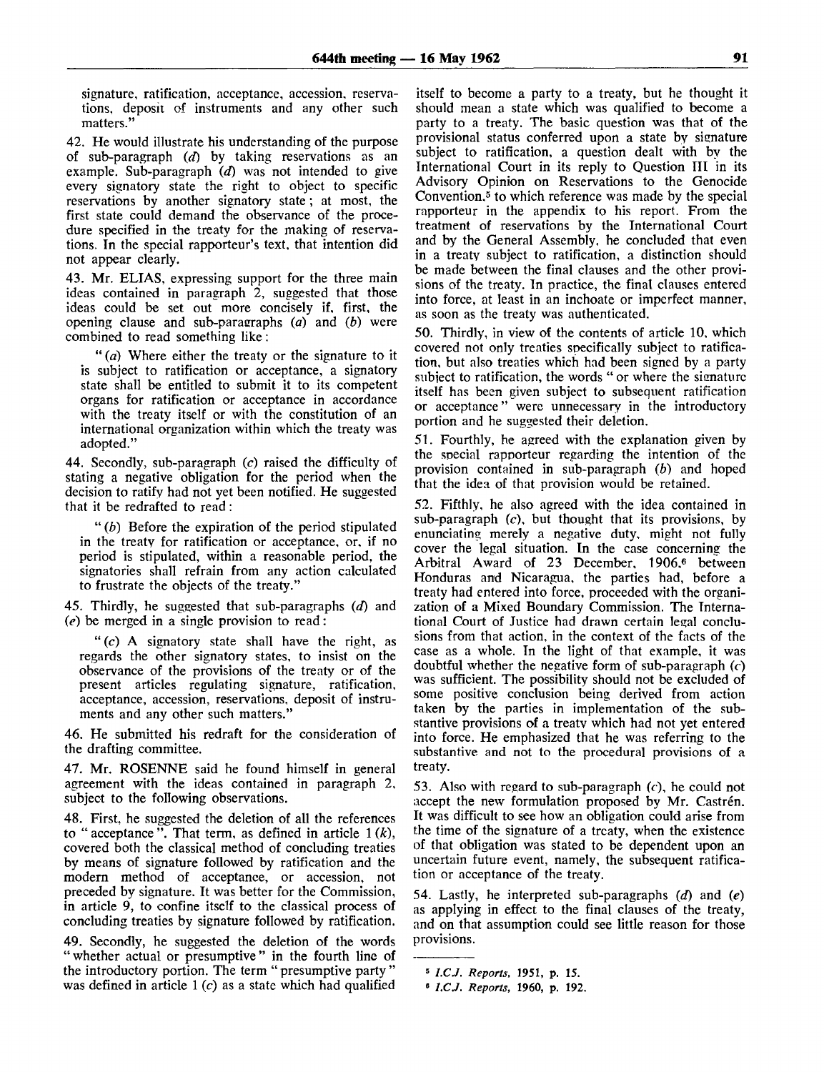signature, ratification, acceptance, accession, reservations, deposit of instruments and any other such matters."

42. He would illustrate his understanding of the purpose of sub-paragraph (*d*) by taking reservations as an example. Sub-paragraph (*d*) was not intended to give every signatory state the right to object to specific reservations by another signatory state; at most, the first state could demand the observance of the procedure specified in the treaty for the making of reservations. In the special rapporteur's text, that intention did not appear clearly.

43. Mr. ELIAS, expressing support for the three main ideas contained in paragraph 2, suggested that those ideas could be set out more concisely if, first, the opening clause and sub-paragraphs (*a*) and (*b*) were combined to read something like:

> "(*a*) Where either the treaty or the signature to it is subject to ratification or acceptance, a signatory state shall be entitled to submit it to its competent organs for ratification or acceptance in accordance with the treaty itself or with the constitution of an international organization within which the treaty was adopted."

44. Secondly, sub-paragraph (*c*) raised the difficulty of stating a negative obligation for the period when the decision to ratify had not yet been notified. He suggested that it be redrafted to read:

> "(*b*) Before the expiration of the period stipulated in the treaty for ratification or acceptance, or, if no period is stipulated, within a reasonable period, the signatories shall refrain from any action calculated to frustrate the objects of the treaty."

45. Thirdly, he suggested that sub-paragraphs (*d*) and (*e*) be merged in a single provision to read:

> "(*c*) A signatory state shall have the right, as regards the other signatory states, to insist on the observance of the provisions of the treaty or of the present articles regulating signature, ratification, acceptance, accession, reservations, deposit of instruments and any other such matters."

46. He submitted his redraft for the consideration of the drafting committee.

47. Mr. ROSENNE said he found himself in general agreement with the ideas contained in paragraph 2, subject to the following observations.

48. First, he suggested the deletion of all the references to "acceptance". That term, as defined in article 1 (*k*), covered both the classical method of concluding treaties by means of signature followed by ratification and the modern method of acceptance, or accession, not preceded by signature. It was better for the Commission, in article 9, to confine itself to the classical process of concluding treaties by signature followed by ratification.

49. Secondly, he suggested the deletion of the words "whether actual or presumptive" in the fourth line of the introductory portion. The term "presumptive party" was defined in article 1 (*c*) as a state which had qualified itself to become a party to a treaty, but he thought it should mean a state which was qualified to become a party to a treaty. The basic question was that of the provisional status conferred upon a state by signature subject to ratification, a question dealt with by the International Court in its reply to Question III in its Advisory Opinion on Reservations to the Genocide Convention,[5] to which reference was made by the special rapporteur in the appendix to his report. From the treatment of reservations by the International Court and by the General Assembly, he concluded that even in a treaty subject to ratification, a distinction should be made between the final clauses and the other provisions of the treaty. In practice, the final clauses entered into force, at least in an inchoate or imperfect manner, as soon as the treaty was authenticated.

50. Thirdly, in view of the contents of article 10, which covered not only treaties specifically subject to ratification, but also treaties which had been signed by a party subject to ratification, the words "or where the signature itself has been given subject to subsequent ratification or acceptance" were unnecessary in the introductory portion and he suggested their deletion.

51. Fourthly, he agreed with the explanation given by the special rapporteur regarding the intention of the provision contained in sub-paragraph (*b*) and hoped that the idea of that provision would be retained.

52. Fifthly, he also agreed with the idea contained in sub-paragraph (*c*), but thought that its provisions, by enunciating merely a negative duty, might not fully cover the legal situation. In the case concerning the Arbitral Award of 23 December, 1906,[6] between Honduras and Nicaragua, the parties had, before a treaty had entered into force, proceeded with the organization of a Mixed Boundary Commission. The International Court of Justice had drawn certain legal conclusions from that action, in the context of the facts of the case as a whole. In the light of that example, it was doubtful whether the negative form of sub-paragraph (*c*) was sufficient. The possibility should not be excluded of some positive conclusion being derived from action taken by the parties in implementation of the substantive provisions of a treaty which had not yet entered into force. He emphasized that he was referring to the substantive and not to the procedural provisions of a treaty.

53. Also with regard to sub-paragraph (*c*), he could not accept the new formulation proposed by Mr. Castrén. It was difficult to see how an obligation could arise from the time of the signature of a treaty, when the existence of that obligation was stated to be dependent upon an uncertain future event, namely, the subsequent ratification or acceptance of the treaty.

54. Lastly, he interpreted sub-paragraphs (*d*) and (*e*) as applying in effect to the final clauses of the treaty, and on that assumption could see little reason for those provisions.

---

[5] *I.C.J. Reports*, 1951, p. 15.

[6] *I.C.J. Reports*, 1960, p. 192.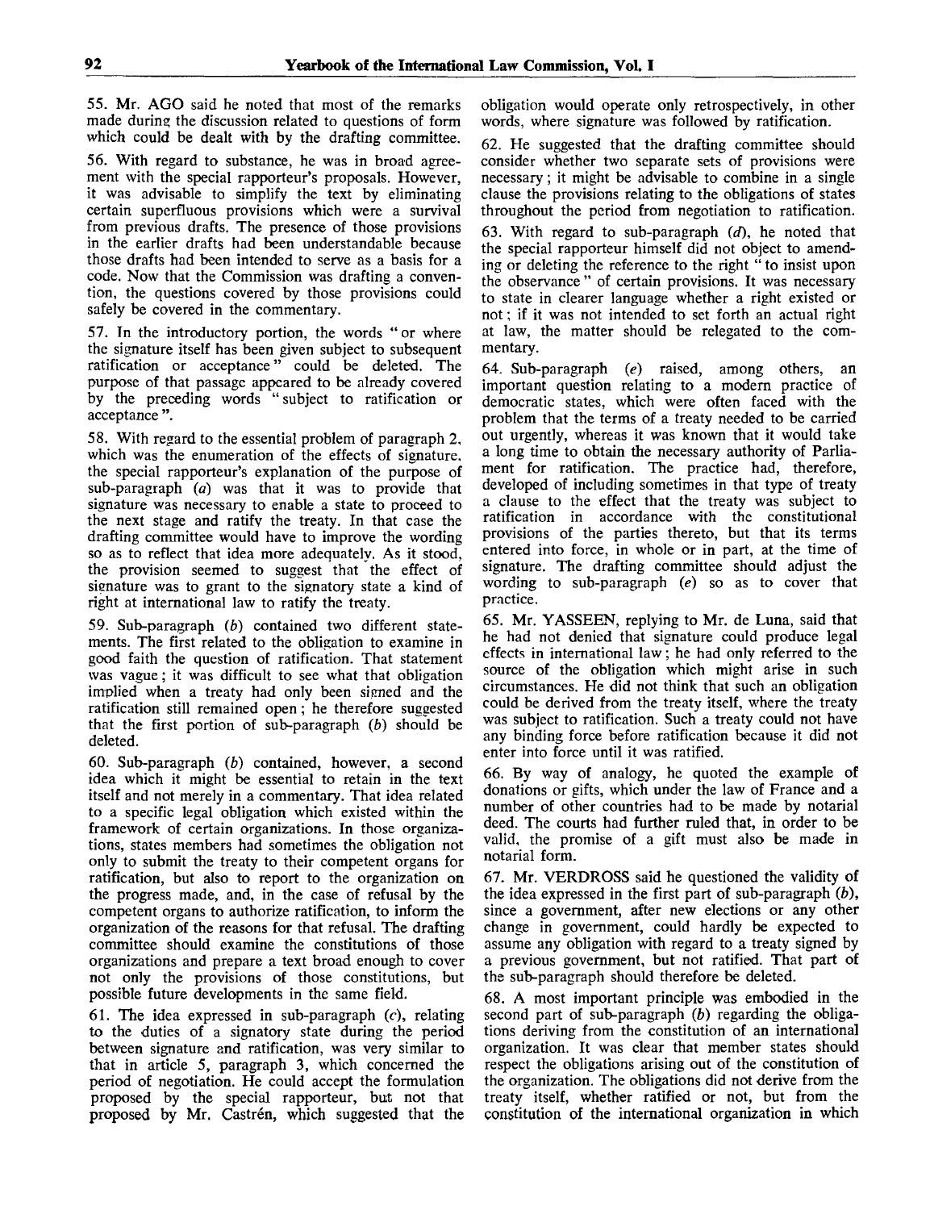55. Mr. AGO said he noted that most of the remarks made during the discussion related to questions of form which could be dealt with by the drafting committee.

56. With regard to substance, he was in broad agreement with the special rapporteur's proposals. However, it was advisable to simplify the text by eliminating certain superfluous provisions which were a survival from previous drafts. The presence of those provisions in the earlier drafts had been understandable because those drafts had been intended to serve as a basis for a code. Now that the Commission was drafting a convention, the questions covered by those provisions could safely be covered in the commentary.

57. In the introductory portion, the words " or where the signature itself has been given subject to subsequent ratification or acceptance " could be deleted. The purpose of that passage appeared to be already covered by the preceding words " subject to ratification or acceptance ".

58. With regard to the essential problem of paragraph 2, which was the enumeration of the effects of signature, the special rapporteur's explanation of the purpose of sub-paragraph (*a*) was that it was to provide that signature was necessary to enable a state to proceed to the next stage and ratify the treaty. In that case the drafting committee would have to improve the wording so as to reflect that idea more adequately. As it stood, the provision seemed to suggest that the effect of signature was to grant to the signatory state a kind of right at international law to ratify the treaty.

59. Sub-paragraph (*b*) contained two different statements. The first related to the obligation to examine in good faith the question of ratification. That statement was vague; it was difficult to see what that obligation implied when a treaty had only been signed and the ratification still remained open; he therefore suggested that the first portion of sub-paragraph (*b*) should be deleted.

60. Sub-paragraph (*b*) contained, however, a second idea which it might be essential to retain in the text itself and not merely in a commentary. That idea related to a specific legal obligation which existed within the framework of certain organizations. In those organizations, states members had sometimes the obligation not only to submit the treaty to their competent organs for ratification, but also to report to the organization on the progress made, and, in the case of refusal by the competent organs to authorize ratification, to inform the organization of the reasons for that refusal. The drafting committee should examine the constitutions of those organizations and prepare a text broad enough to cover not only the provisions of those constitutions, but possible future developments in the same field.

61. The idea expressed in sub-paragraph (*c*), relating to the duties of a signatory state during the period between signature and ratification, was very similar to that in article 5, paragraph 3, which concerned the period of negotiation. He could accept the formulation proposed by the special rapporteur, but not that proposed by Mr. Castrén, which suggested that the obligation would operate only retrospectively, in other words, where signature was followed by ratification.

62. He suggested that the drafting committee should consider whether two separate sets of provisions were necessary; it might be advisable to combine in a single clause the provisions relating to the obligations of states throughout the period from negotiation to ratification.

63. With regard to sub-paragraph (*d*), he noted that the special rapporteur himself did not object to amending or deleting the reference to the right " to insist upon the observance " of certain provisions. It was necessary to state in clearer language whether a right existed or not; if it was not intended to set forth an actual right at law, the matter should be relegated to the commentary.

64. Sub-paragraph (*e*) raised, among others, an important question relating to a modern practice of democratic states, which were often faced with the problem that the terms of a treaty needed to be carried out urgently, whereas it was known that it would take a long time to obtain the necessary authority of Parliament for ratification. The practice had, therefore, developed of including sometimes in that type of treaty a clause to the effect that the treaty was subject to ratification in accordance with the constitutional provisions of the parties thereto, but that its terms entered into force, in whole or in part, at the time of signature. The drafting committee should adjust the wording to sub-paragraph (*e*) so as to cover that practice.

65. Mr. YASSEEN, replying to Mr. de Luna, said that he had not denied that signature could produce legal effects in international law; he had only referred to the source of the obligation which might arise in such circumstances. He did not think that such an obligation could be derived from the treaty itself, where the treaty was subject to ratification. Such a treaty could not have any binding force before ratification because it did not enter into force until it was ratified.

66. By way of analogy, he quoted the example of donations or gifts, which under the law of France and a number of other countries had to be made by notarial deed. The courts had further ruled that, in order to be valid, the promise of a gift must also be made in notarial form.

67. Mr. VERDROSS said he questioned the validity of the idea expressed in the first part of sub-paragraph (*b*), since a government, after new elections or any other change in government, could hardly be expected to assume any obligation with regard to a treaty signed by a previous government, but not ratified. That part of the sub-paragraph should therefore be deleted.

68. A most important principle was embodied in the second part of sub-paragraph (*b*) regarding the obligations deriving from the constitution of an international organization. It was clear that member states should respect the obligations arising out of the constitution of the organization. The obligations did not derive from the treaty itself, whether ratified or not, but from the constitution of the international organization in which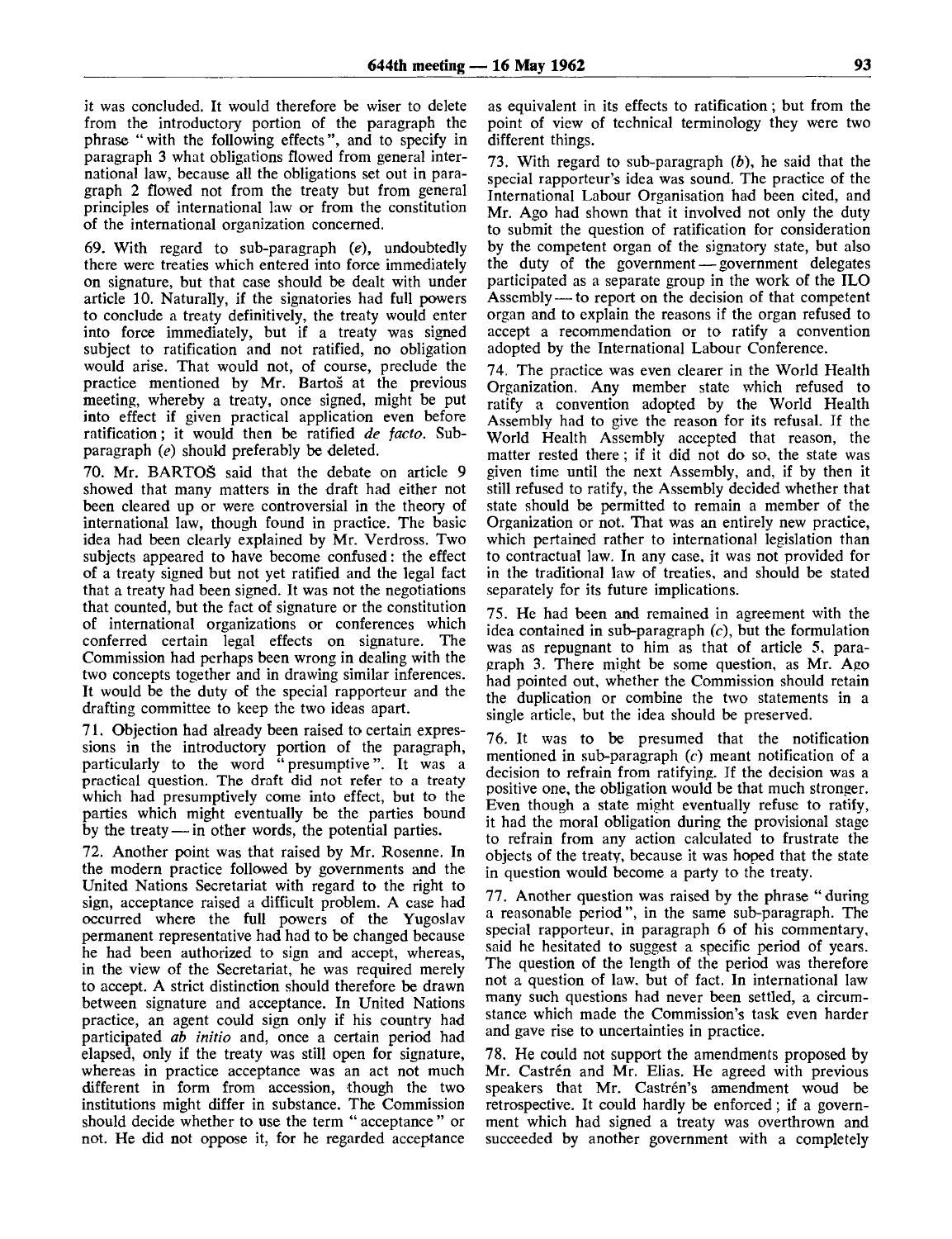it was concluded. It would therefore be wiser to delete from the introductory portion of the paragraph the phrase "with the following effects", and to specify in paragraph 3 what obligations flowed from general international law, because all the obligations set out in paragraph 2 flowed not from the treaty but from general principles of international law or from the constitution of the international organization concerned.

69. With regard to sub-paragraph (*e*), undoubtedly there were treaties which entered into force immediately on signature, but that case should be dealt with under article 10. Naturally, if the signatories had full powers to conclude a treaty definitively, the treaty would enter into force immediately, but if a treaty was signed subject to ratification and not ratified, no obligation would arise. That would not, of course, preclude the practice mentioned by Mr. Bartoš at the previous meeting, whereby a treaty, once signed, might be put into effect if given practical application even before ratification; it would then be ratified *de facto*. Sub-paragraph (*e*) should preferably be deleted.

70. Mr. BARTOŠ said that the debate on article 9 showed that many matters in the draft had either not been cleared up or were controversial in the theory of international law, though found in practice. The basic idea had been clearly explained by Mr. Verdross. Two subjects appeared to have become confused: the effect of a treaty signed but not yet ratified and the legal fact that a treaty had been signed. It was not the negotiations that counted, but the fact of signature or the constitution of international organizations or conferences which conferred certain legal effects on signature. The Commission had perhaps been wrong in dealing with the two concepts together and in drawing similar inferences. It would be the duty of the special rapporteur and the drafting committee to keep the two ideas apart.

71. Objection had already been raised to certain expressions in the introductory portion of the paragraph, particularly to the word "presumptive". It was a practical question. The draft did not refer to a treaty which had presumptively come into effect, but to the parties which might eventually be the parties bound by the treaty — in other words, the potential parties.

72. Another point was that raised by Mr. Rosenne. In the modern practice followed by governments and the United Nations Secretariat with regard to the right to sign, acceptance raised a difficult problem. A case had occurred where the full powers of the Yugoslav permanent representative had had to be changed because he had been authorized to sign and accept, whereas, in the view of the Secretariat, he was required merely to accept. A strict distinction should therefore be drawn between signature and acceptance. In United Nations practice, an agent could sign only if his country had participated *ab initio* and, once a certain period had elapsed, only if the treaty was still open for signature, whereas in practice acceptance was an act not much different in form from accession, though the two institutions might differ in substance. The Commission should decide whether to use the term "acceptance" or not. He did not oppose it, for he regarded acceptance as equivalent in its effects to ratification; but from the point of view of technical terminology they were two different things.

73. With regard to sub-paragraph (*b*), he said that the special rapporteur's idea was sound. The practice of the International Labour Organisation had been cited, and Mr. Ago had shown that it involved not only the duty to submit the question of ratification for consideration by the competent organ of the signatory state, but also the duty of the government — government delegates participated as a separate group in the work of the ILO Assembly — to report on the decision of that competent organ and to explain the reasons if the organ refused to accept a recommendation or to ratify a convention adopted by the International Labour Conference.

74. The practice was even clearer in the World Health Organization. Any member state which refused to ratify a convention adopted by the World Health Assembly had to give the reason for its refusal. If the World Health Assembly accepted that reason, the matter rested there; if it did not do so, the state was given time until the next Assembly, and, if by then it still refused to ratify, the Assembly decided whether that state should be permitted to remain a member of the Organization or not. That was an entirely new practice, which pertained rather to international legislation than to contractual law. In any case, it was not provided for in the traditional law of treaties, and should be stated separately for its future implications.

75. He had been and remained in agreement with the idea contained in sub-paragraph (*c*), but the formulation was as repugnant to him as that of article 5, paragraph 3. There might be some question, as Mr. Ago had pointed out, whether the Commission should retain the duplication or combine the two statements in a single article, but the idea should be preserved.

76. It was to be presumed that the notification mentioned in sub-paragraph (*c*) meant notification of a decision to refrain from ratifying. If the decision was a positive one, the obligation would be that much stronger. Even though a state might eventually refuse to ratify, it had the moral obligation during the provisional stage to refrain from any action calculated to frustrate the objects of the treaty, because it was hoped that the state in question would become a party to the treaty.

77. Another question was raised by the phrase "during a reasonable period", in the same sub-paragraph. The special rapporteur, in paragraph 6 of his commentary, said he hesitated to suggest a specific period of years. The question of the length of the period was therefore not a question of law, but of fact. In international law many such questions had never been settled, a circumstance which made the Commission's task even harder and gave rise to uncertainties in practice.

78. He could not support the amendments proposed by Mr. Castrén and Mr. Elias. He agreed with previous speakers that Mr. Castrén's amendment woud be retrospective. It could hardly be enforced; if a government which had signed a treaty was overthrown and succeeded by another government with a completely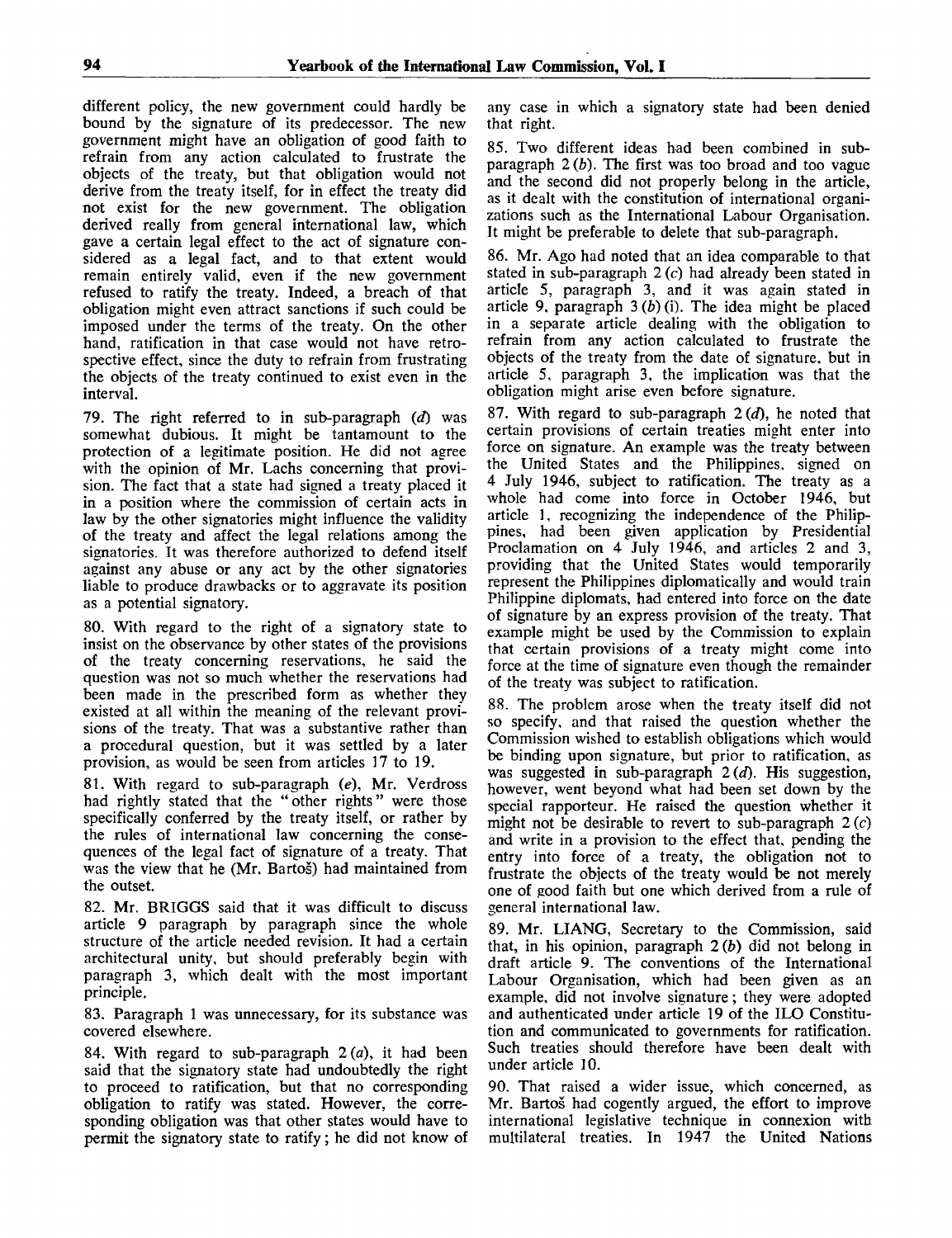different policy, the new government could hardly be bound by the signature of its predecessor. The new government might have an obligation of good faith to refrain from any action calculated to frustrate the objects of the treaty, but that obligation would not derive from the treaty itself, for in effect the treaty did not exist for the new government. The obligation derived really from general international law, which gave a certain legal effect to the act of signature considered as a legal fact, and to that extent would remain entirely valid, even if the new government refused to ratify the treaty. Indeed, a breach of that obligation might even attract sanctions if such could be imposed under the terms of the treaty. On the other hand, ratification in that case would not have retrospective effect, since the duty to refrain from frustrating the objects of the treaty continued to exist even in the interval.

79. The right referred to in sub-paragraph (*d*) was somewhat dubious. It might be tantamount to the protection of a legitimate position. He did not agree with the opinion of Mr. Lachs concerning that provision. The fact that a state had signed a treaty placed it in a position where the commission of certain acts in law by the other signatories might influence the validity of the treaty and affect the legal relations among the signatories. It was therefore authorized to defend itself against any abuse or any act by the other signatories liable to produce drawbacks or to aggravate its position as a potential signatory.

80. With regard to the right of a signatory state to insist on the observance by other states of the provisions of the treaty concerning reservations, he said the question was not so much whether the reservations had been made in the prescribed form as whether they existed at all within the meaning of the relevant provisions of the treaty. That was a substantive rather than a procedural question, but it was settled by a later provision, as would be seen from articles 17 to 19.

81. With regard to sub-paragraph (*e*), Mr. Verdross had rightly stated that the "other rights" were those specifically conferred by the treaty itself, or rather by the rules of international law concerning the consequences of the legal fact of signature of a treaty. That was the view that he (Mr. Bartoš) had maintained from the outset.

82. Mr. BRIGGS said that it was difficult to discuss article 9 paragraph by paragraph since the whole structure of the article needed revision. It had a certain architectural unity, but should preferably begin with paragraph 3, which dealt with the most important principle.

83. Paragraph 1 was unnecessary, for its substance was covered elsewhere.

84. With regard to sub-paragraph 2 (*a*), it had been said that the signatory state had undoubtedly the right to proceed to ratification, but that no corresponding obligation to ratify was stated. However, the corresponding obligation was that other states would have to permit the signatory state to ratify; he did not know of any case in which a signatory state had been denied that right.

85. Two different ideas had been combined in sub-paragraph 2 (*b*). The first was too broad and too vague and the second did not properly belong in the article, as it dealt with the constitution of international organizations such as the International Labour Organisation. It might be preferable to delete that sub-paragraph.

86. Mr. Ago had noted that an idea comparable to that stated in sub-paragraph 2 (*c*) had already been stated in article 5, paragraph 3, and it was again stated in article 9, paragraph 3 (*b*) (i). The idea might be placed in a separate article dealing with the obligation to refrain from any action calculated to frustrate the objects of the treaty from the date of signature, but in article 5, paragraph 3, the implication was that the obligation might arise even before signature.

87. With regard to sub-paragraph 2 (*d*), he noted that certain provisions of certain treaties might enter into force on signature. An example was the treaty between the United States and the Philippines, signed on 4 July 1946, subject to ratification. The treaty as a whole had come into force in October 1946, but article 1, recognizing the independence of the Philippines, had been given application by Presidential Proclamation on 4 July 1946, and articles 2 and 3, providing that the United States would temporarily represent the Philippines diplomatically and would train Philippine diplomats, had entered into force on the date of signature by an express provision of the treaty. That example might be used by the Commission to explain that certain provisions of a treaty might come into force at the time of signature even though the remainder of the treaty was subject to ratification.

88. The problem arose when the treaty itself did not so specify, and that raised the question whether the Commission wished to establish obligations which would be binding upon signature, but prior to ratification, as was suggested in sub-paragraph 2 (*d*). His suggestion, however, went beyond what had been set down by the special rapporteur. He raised the question whether it might not be desirable to revert to sub-paragraph 2 (*c*) and write in a provision to the effect that, pending the entry into force of a treaty, the obligation not to frustrate the objects of the treaty would be not merely one of good faith but one which derived from a rule of general international law.

89. Mr. LIANG, Secretary to the Commission, said that, in his opinion, paragraph 2 (*b*) did not belong in draft article 9. The conventions of the International Labour Organisation, which had been given as an example, did not involve signature; they were adopted and authenticated under article 19 of the ILO Constitution and communicated to governments for ratification. Such treaties should therefore have been dealt with under article 10.

90. That raised a wider issue, which concerned, as Mr. Bartoš had cogently argued, the effort to improve international legislative technique in connexion with multilateral treaties. In 1947 the United Nations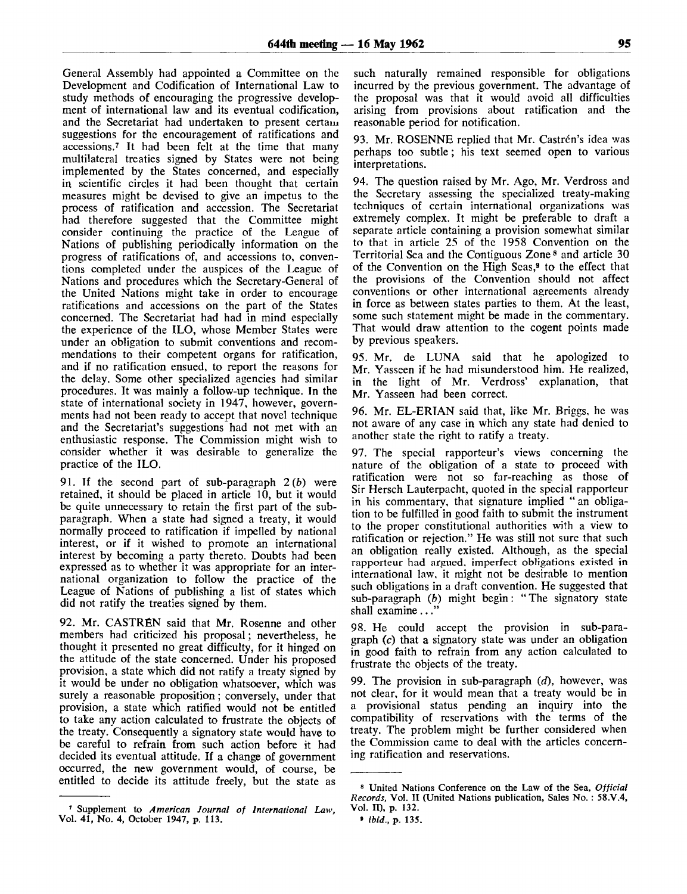General Assembly had appointed a Committee on the Development and Codification of International Law to study methods of encouraging the progressive development of international law and its eventual codification, and the Secretariat had undertaken to present certain suggestions for the encouragement of ratifications and accessions.[7] It had been felt at the time that many multilateral treaties signed by States were not being implemented by the States concerned, and especially in scientific circles it had been thought that certain measures might be devised to give an impetus to the process of ratification and accession. The Secretariat had therefore suggested that the Committee might consider continuing the practice of the League of Nations of publishing periodically information on the progress of ratifications of, and accessions to, conventions completed under the auspices of the League of Nations and procedures which the Secretary-General of the United Nations might take in order to encourage ratifications and accessions on the part of the States concerned. The Secretariat had had in mind especially the experience of the ILO, whose Member States were under an obligation to submit conventions and recommendations to their competent organs for ratification, and if no ratification ensued, to report the reasons for the delay. Some other specialized agencies had similar procedures. It was mainly a follow-up technique. In the state of international society in 1947, however, governments had not been ready to accept that novel technique and the Secretariat's suggestions had not met with an enthusiastic response. The Commission might wish to consider whether it was desirable to generalize the practice of the ILO.

91. If the second part of sub-paragraph 2 (*b*) were retained, it should be placed in article 10, but it would be quite unnecessary to retain the first part of the sub-paragraph. When a state had signed a treaty, it would normally proceed to ratification if impelled by national interest, or if it wished to promote an international interest by becoming a party thereto. Doubts had been expressed as to whether it was appropriate for an international organization to follow the practice of the League of Nations of publishing a list of states which did not ratify the treaties signed by them.

92. Mr. CASTRÉN said that Mr. Rosenne and other members had criticized his proposal; nevertheless, he thought it presented no great difficulty, for it hinged on the attitude of the state concerned. Under his proposed provision, a state which did not ratify a treaty signed by it would be under no obligation whatsoever, which was surely a reasonable proposition; conversely, under that provision, a state which ratified would not be entitled to take any action calculated to frustrate the objects of the treaty. Consequently a signatory state would have to be careful to refrain from such action before it had decided its eventual attitude. If a change of government occurred, the new government would, of course, be entitled to decide its attitude freely, but the state as such naturally remained responsible for obligations incurred by the previous government. The advantage of the proposal was that it would avoid all difficulties arising from provisions about ratification and the reasonable period for notification.

93. Mr. ROSENNE replied that Mr. Castrén's idea was perhaps too subtle; his text seemed open to various interpretations.

94. The question raised by Mr. Ago, Mr. Verdross and the Secretary assessing the specialized treaty-making techniques of certain international organizations was extremely complex. It might be preferable to draft a separate article containing a provision somewhat similar to that in article 25 of the 1958 Convention on the Territorial Sea and the Contiguous Zone[8] and article 30 of the Convention on the High Seas,[9] to the effect that the provisions of the Convention should not affect conventions or other international agreements already in force as between states parties to them. At the least, some such statement might be made in the commentary. That would draw attention to the cogent points made by previous speakers.

95. Mr. de LUNA said that he apologized to Mr. Yasseen if he had misunderstood him. He realized, in the light of Mr. Verdross' explanation, that Mr. Yasseen had been correct.

96. Mr. EL-ERIAN said that, like Mr. Briggs, he was not aware of any case in which any state had denied to another state the right to ratify a treaty.

97. The special rapporteur's views concerning the nature of the obligation of a state to proceed with ratification were not so far-reaching as those of Sir Hersch Lauterpacht, quoted in the special rapporteur in his commentary, that signature implied "an obligation to be fulfilled in good faith to submit the instrument to the proper constitutional authorities with a view to ratification or rejection." He was still not sure that such an obligation really existed. Although, as the special rapporteur had argued, imperfect obligations existed in international law, it might not be desirable to mention such obligations in a draft convention. He suggested that sub-paragraph (*b*) might begin: "The signatory state shall examine..."

98. He could accept the provision in sub-paragraph (*c*) that a signatory state was under an obligation in good faith to refrain from any action calculated to frustrate the objects of the treaty.

99. The provision in sub-paragraph (*d*), however, was not clear, for it would mean that a treaty would be in a provisional status pending an inquiry into the compatibility of reservations with the terms of the treaty. The problem might be further considered when the Commission came to deal with the articles concerning ratification and reservations.

---

[7] Supplement to *American Journal of International Law*, Vol. 41, No. 4, October 1947, p. 113.

[8] United Nations Conference on the Law of the Sea, *Official Records*, Vol. II (United Nations publication, Sales No.: 58.V.4, Vol. II), p. 132.

[9] *ibid.*, p. 135.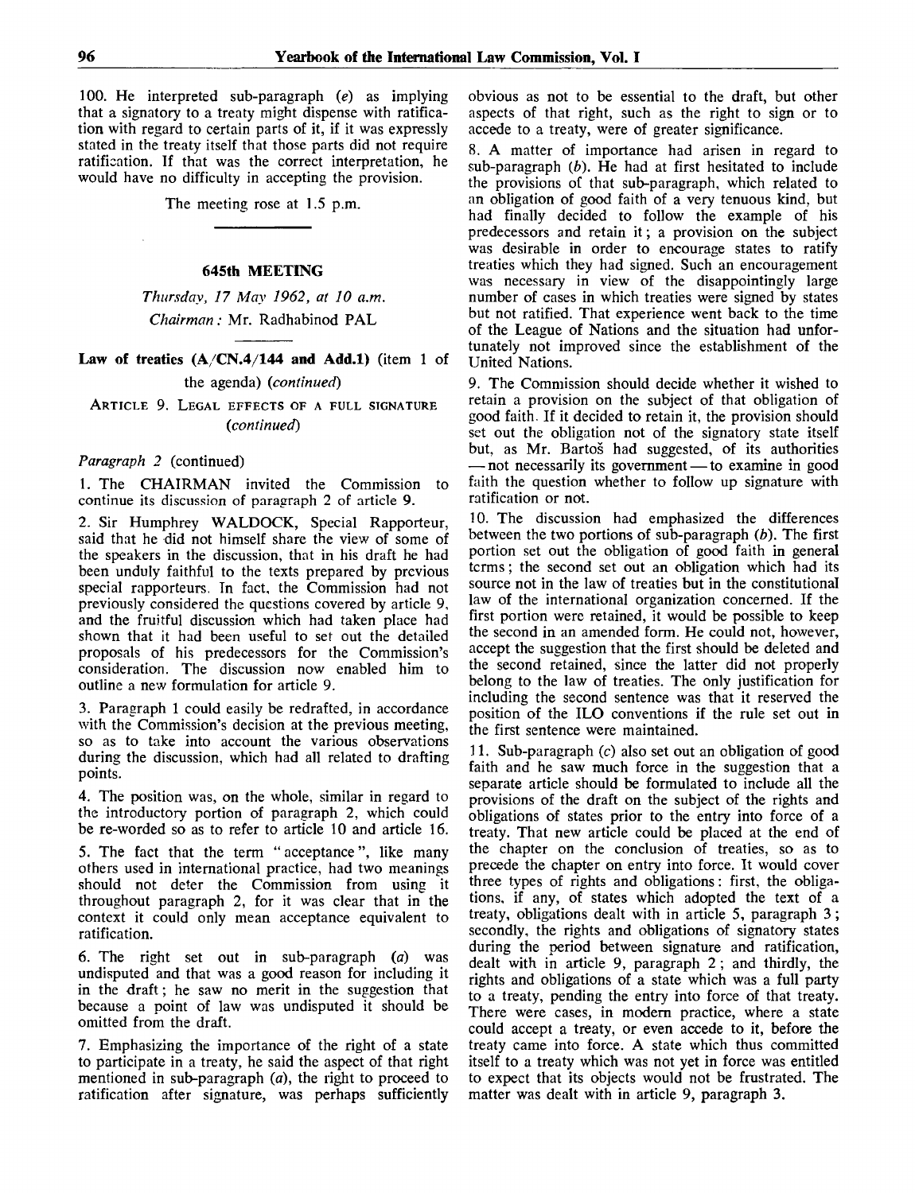100. He interpreted sub-paragraph (*e*) as implying that a signatory to a treaty might dispense with ratification with regard to certain parts of it, if it was expressly stated in the treaty itself that those parts did not require ratification. If that was the correct interpretation, he would have no difficulty in accepting the provision.

The meeting rose at 1.5 p.m.

## 645th MEETING

*Thursday, 17 May 1962, at 10 a.m.*

*Chairman:* Mr. Radhabinod PAL

### Law of treaties (A/CN.4/144 and Add.1) (item 1 of the agenda) (*continued*)

ARTICLE 9. LEGAL EFFECTS OF A FULL SIGNATURE (*continued*)

*Paragraph 2* (continued)

1. The CHAIRMAN invited the Commission to continue its discussion of paragraph 2 of article 9.

2. Sir Humphrey WALDOCK, Special Rapporteur, said that he did not himself share the view of some of the speakers in the discussion, that in his draft he had been unduly faithful to the texts prepared by previous special rapporteurs. In fact, the Commission had not previously considered the questions covered by article 9, and the fruitful discussion which had taken place had shown that it had been useful to set out the detailed proposals of his predecessors for the Commission's consideration. The discussion now enabled him to outline a new formulation for article 9.

3. Paragraph 1 could easily be redrafted, in accordance with the Commission's decision at the previous meeting, so as to take into account the various observations during the discussion, which had all related to drafting points.

4. The position was, on the whole, similar in regard to the introductory portion of paragraph 2, which could be re-worded so as to refer to article 10 and article 16.

5. The fact that the term "acceptance", like many others used in international practice, had two meanings should not deter the Commission from using it throughout paragraph 2, for it was clear that in the context it could only mean acceptance equivalent to ratification.

6. The right set out in sub-paragraph (*a*) was undisputed and that was a good reason for including it in the draft; he saw no merit in the suggestion that because a point of law was undisputed it should be omitted from the draft.

7. Emphasizing the importance of the right of a state to participate in a treaty, he said the aspect of that right mentioned in sub-paragraph (*a*), the right to proceed to ratification after signature, was perhaps sufficiently obvious as not to be essential to the draft, but other aspects of that right, such as the right to sign or to accede to a treaty, were of greater significance.

8. A matter of importance had arisen in regard to sub-paragraph (*b*). He had at first hesitated to include the provisions of that sub-paragraph, which related to an obligation of good faith of a very tenuous kind, but had finally decided to follow the example of his predecessors and retain it; a provision on the subject was desirable in order to encourage states to ratify treaties which they had signed. Such an encouragement was necessary in view of the disappointingly large number of cases in which treaties were signed by states but not ratified. That experience went back to the time of the League of Nations and the situation had unfortunately not improved since the establishment of the United Nations.

9. The Commission should decide whether it wished to retain a provision on the subject of that obligation of good faith. If it decided to retain it, the provision should set out the obligation not of the signatory state itself but, as Mr. Bartoš had suggested, of its authorities — not necessarily its government — to examine in good faith the question whether to follow up signature with ratification or not.

10. The discussion had emphasized the differences between the two portions of sub-paragraph (*b*). The first portion set out the obligation of good faith in general terms; the second set out an obligation which had its source not in the law of treaties but in the constitutional law of the international organization concerned. If the first portion were retained, it would be possible to keep the second in an amended form. He could not, however, accept the suggestion that the first should be deleted and the second retained, since the latter did not properly belong to the law of treaties. The only justification for including the second sentence was that it reserved the position of the ILO conventions if the rule set out in the first sentence were maintained.

11. Sub-paragraph (*c*) also set out an obligation of good faith and he saw much force in the suggestion that a separate article should be formulated to include all the provisions of the draft on the subject of the rights and obligations of states prior to the entry into force of a treaty. That new article could be placed at the end of the chapter on the conclusion of treaties, so as to precede the chapter on entry into force. It would cover three types of rights and obligations: first, the obligations, if any, of states which adopted the text of a treaty, obligations dealt with in article 5, paragraph 3; secondly, the rights and obligations of signatory states during the period between signature and ratification, dealt with in article 9, paragraph 2; and thirdly, the rights and obligations of a state which was a full party to a treaty, pending the entry into force of that treaty. There were cases, in modern practice, where a state could accept a treaty, or even accede to it, before the treaty came into force. A state which thus committed itself to a treaty which was not yet in force was entitled to expect that its objects would not be frustrated. The matter was dealt with in article 9, paragraph 3.